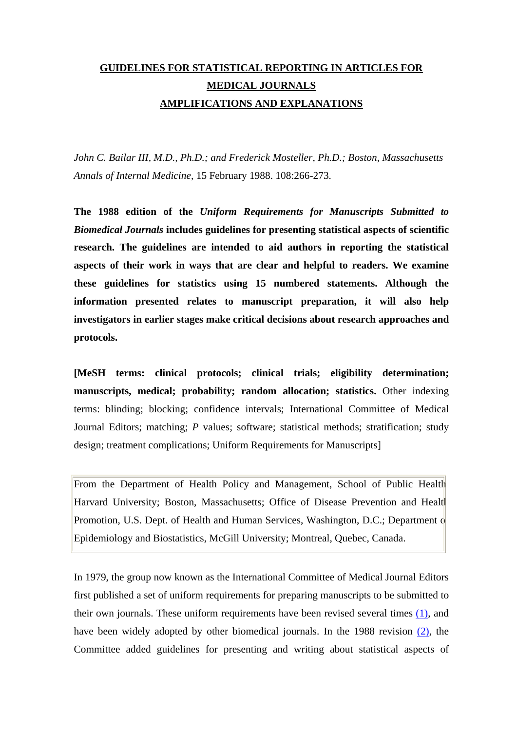# GUIDELINES FOR STATISTICAL REPORTING IN ARTICLES FOR MEDICAL JOURNALS

## AMPLIFICATIONS AND EXPLANATIONS

*John C. Bailar III, M.D., Ph.D.; and Frederick Mosteller, Ph.D.; Boston, Massachusetts*
*Annals of Internal Medicine*, 15 February 1988. 108:266-273.

**The 1988 edition of the *Uniform Requirements for Manuscripts Submitted to Biomedical Journals* includes guidelines for presenting statistical aspects of scientific research. The guidelines are intended to aid authors in reporting the statistical aspects of their work in ways that are clear and helpful to readers. We examine these guidelines for statistics using 15 numbered statements. Although the information presented relates to manuscript preparation, it will also help investigators in earlier stages make critical decisions about research approaches and protocols.**

**[MeSH terms: clinical protocols; clinical trials; eligibility determination; manuscripts, medical; probability; random allocation; statistics.** Other indexing terms: blinding; blocking; confidence intervals; International Committee of Medical Journal Editors; matching; *P* values; software; statistical methods; stratification; study design; treatment complications; Uniform Requirements for Manuscripts]

From the Department of Health Policy and Management, School of Public Health Harvard University; Boston, Massachusetts; Office of Disease Prevention and Health Promotion, U.S. Dept. of Health and Human Services, Washington, D.C.; Department of Epidemiology and Biostatistics, McGill University; Montreal, Quebec, Canada.

In 1979, the group now known as the International Committee of Medical Journal Editors first published a set of uniform requirements for preparing manuscripts to be submitted to their own journals. These uniform requirements have been revised several times (1), and have been widely adopted by other biomedical journals. In the 1988 revision (2), the Committee added guidelines for presenting and writing about statistical aspects of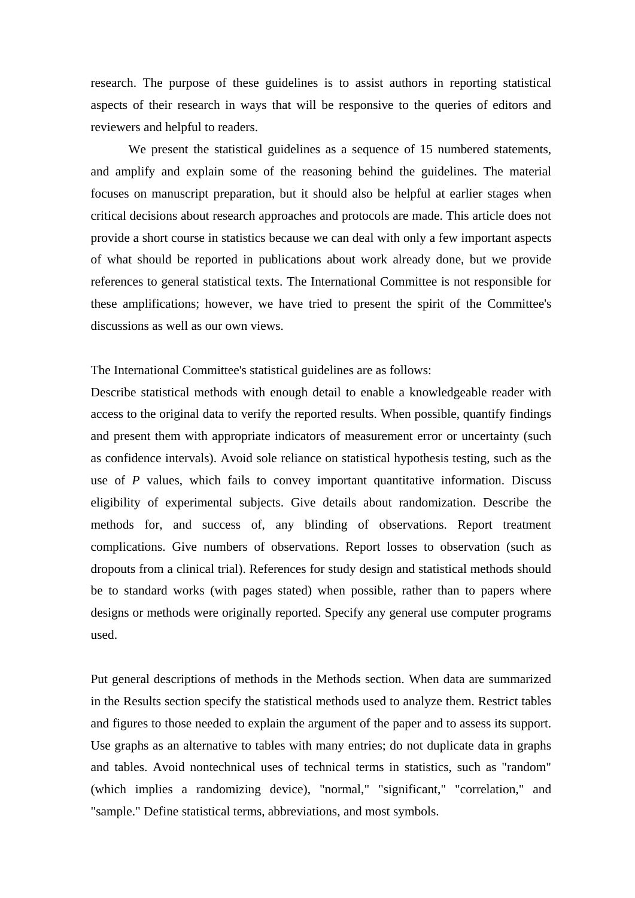research. The purpose of these guidelines is to assist authors in reporting statistical aspects of their research in ways that will be responsive to the queries of editors and reviewers and helpful to readers.

We present the statistical guidelines as a sequence of 15 numbered statements, and amplify and explain some of the reasoning behind the guidelines. The material focuses on manuscript preparation, but it should also be helpful at earlier stages when critical decisions about research approaches and protocols are made. This article does not provide a short course in statistics because we can deal with only a few important aspects of what should be reported in publications about work already done, but we provide references to general statistical texts. The International Committee is not responsible for these amplifications; however, we have tried to present the spirit of the Committee's discussions as well as our own views.

The International Committee's statistical guidelines are as follows:

Describe statistical methods with enough detail to enable a knowledgeable reader with access to the original data to verify the reported results. When possible, quantify findings and present them with appropriate indicators of measurement error or uncertainty (such as confidence intervals). Avoid sole reliance on statistical hypothesis testing, such as the use of *P* values, which fails to convey important quantitative information. Discuss eligibility of experimental subjects. Give details about randomization. Describe the methods for, and success of, any blinding of observations. Report treatment complications. Give numbers of observations. Report losses to observation (such as dropouts from a clinical trial). References for study design and statistical methods should be to standard works (with pages stated) when possible, rather than to papers where designs or methods were originally reported. Specify any general use computer programs used.

Put general descriptions of methods in the Methods section. When data are summarized in the Results section specify the statistical methods used to analyze them. Restrict tables and figures to those needed to explain the argument of the paper and to assess its support. Use graphs as an alternative to tables with many entries; do not duplicate data in graphs and tables. Avoid nontechnical uses of technical terms in statistics, such as "random" (which implies a randomizing device), "normal," "significant," "correlation," and "sample." Define statistical terms, abbreviations, and most symbols.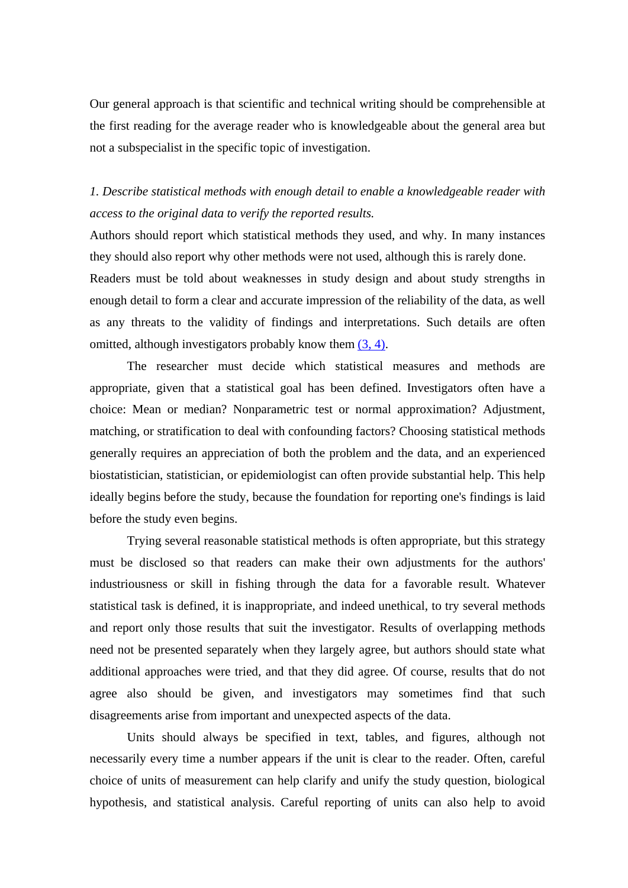Our general approach is that scientific and technical writing should be comprehensible at the first reading for the average reader who is knowledgeable about the general area but not a subspecialist in the specific topic of investigation.

*1. Describe statistical methods with enough detail to enable a knowledgeable reader with access to the original data to verify the reported results.*

Authors should report which statistical methods they used, and why. In many instances they should also report why other methods were not used, although this is rarely done. Readers must be told about weaknesses in study design and about study strengths in enough detail to form a clear and accurate impression of the reliability of the data, as well as any threats to the validity of findings and interpretations. Such details are often omitted, although investigators probably know them (3, 4).

The researcher must decide which statistical measures and methods are appropriate, given that a statistical goal has been defined. Investigators often have a choice: Mean or median? Nonparametric test or normal approximation? Adjustment, matching, or stratification to deal with confounding factors? Choosing statistical methods generally requires an appreciation of both the problem and the data, and an experienced biostatistician, statistician, or epidemiologist can often provide substantial help. This help ideally begins before the study, because the foundation for reporting one's findings is laid before the study even begins.

Trying several reasonable statistical methods is often appropriate, but this strategy must be disclosed so that readers can make their own adjustments for the authors' industriousness or skill in fishing through the data for a favorable result. Whatever statistical task is defined, it is inappropriate, and indeed unethical, to try several methods and report only those results that suit the investigator. Results of overlapping methods need not be presented separately when they largely agree, but authors should state what additional approaches were tried, and that they did agree. Of course, results that do not agree also should be given, and investigators may sometimes find that such disagreements arise from important and unexpected aspects of the data.

Units should always be specified in text, tables, and figures, although not necessarily every time a number appears if the unit is clear to the reader. Often, careful choice of units of measurement can help clarify and unify the study question, biological hypothesis, and statistical analysis. Careful reporting of units can also help to avoid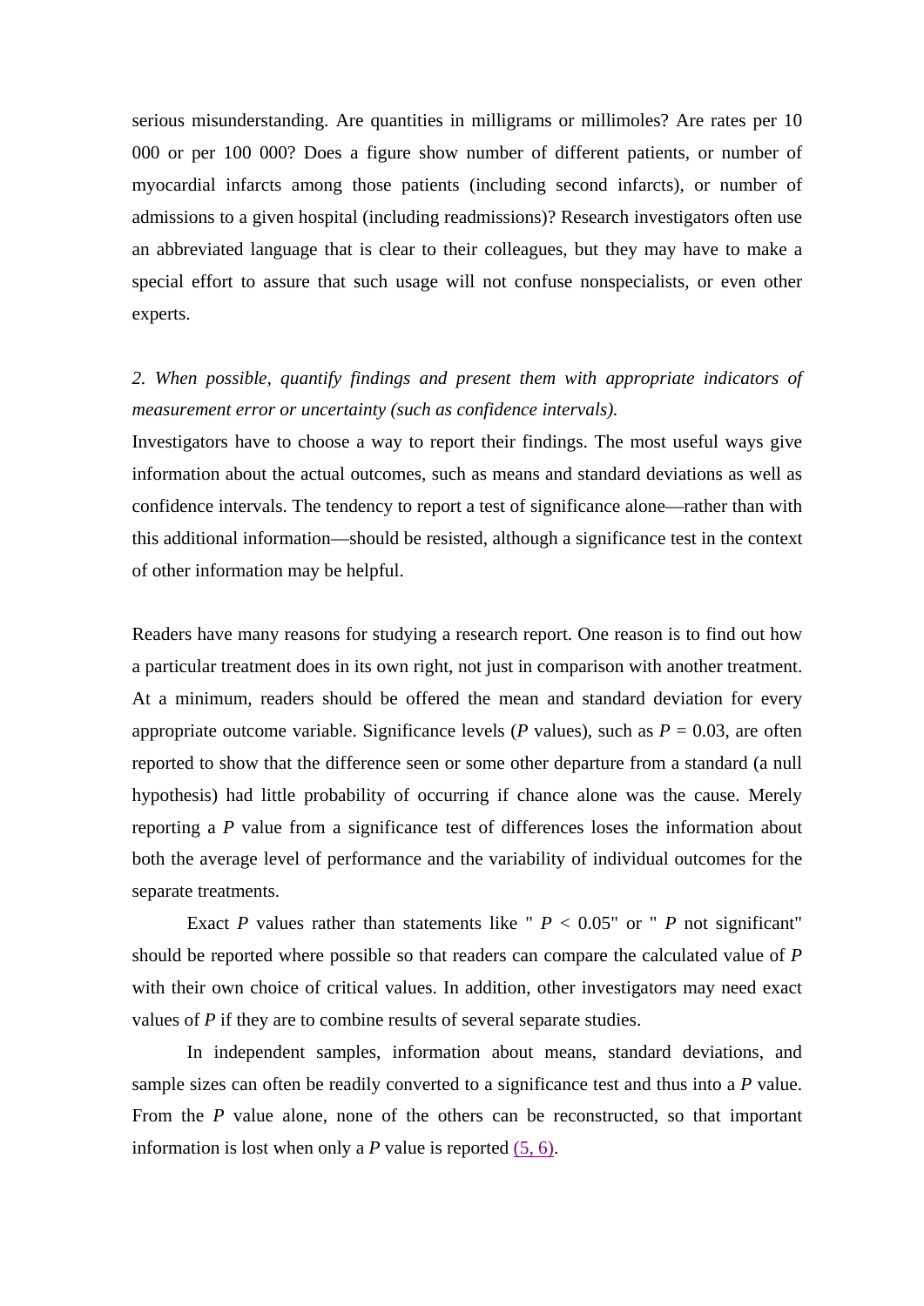serious misunderstanding. Are quantities in milligrams or millimoles? Are rates per 10 000 or per 100 000? Does a figure show number of different patients, or number of myocardial infarcts among those patients (including second infarcts), or number of admissions to a given hospital (including readmissions)? Research investigators often use an abbreviated language that is clear to their colleagues, but they may have to make a special effort to assure that such usage will not confuse nonspecialists, or even other experts.

*2. When possible, quantify findings and present them with appropriate indicators of measurement error or uncertainty (such as confidence intervals).*

Investigators have to choose a way to report their findings. The most useful ways give information about the actual outcomes, such as means and standard deviations as well as confidence intervals. The tendency to report a test of significance alone—rather than with this additional information—should be resisted, although a significance test in the context of other information may be helpful.

Readers have many reasons for studying a research report. One reason is to find out how a particular treatment does in its own right, not just in comparison with another treatment. At a minimum, readers should be offered the mean and standard deviation for every appropriate outcome variable. Significance levels ($P$ values), such as $P = 0.03$, are often reported to show that the difference seen or some other departure from a standard (a null hypothesis) had little probability of occurring if chance alone was the cause. Merely reporting a $P$ value from a significance test of differences loses the information about both the average level of performance and the variability of individual outcomes for the separate treatments.

Exact $P$ values rather than statements like " $P < 0.05$" or " $P$ not significant" should be reported where possible so that readers can compare the calculated value of $P$ with their own choice of critical values. In addition, other investigators may need exact values of $P$ if they are to combine results of several separate studies.

In independent samples, information about means, standard deviations, and sample sizes can often be readily converted to a significance test and thus into a $P$ value. From the $P$ value alone, none of the others can be reconstructed, so that important information is lost when only a $P$ value is reported (5, 6).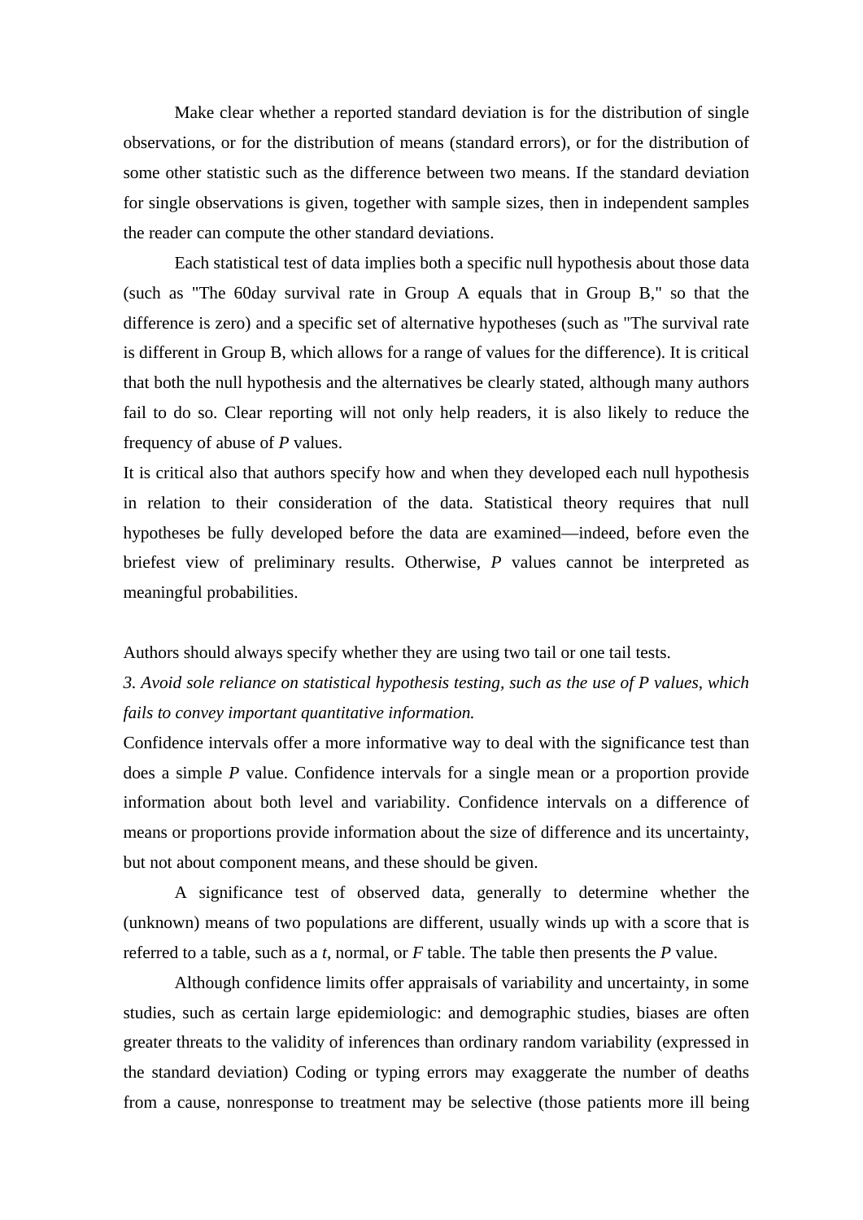Make clear whether a reported standard deviation is for the distribution of single observations, or for the distribution of means (standard errors), or for the distribution of some other statistic such as the difference between two means. If the standard deviation for single observations is given, together with sample sizes, then in independent samples the reader can compute the other standard deviations.

Each statistical test of data implies both a specific null hypothesis about those data (such as "The 60day survival rate in Group A equals that in Group B," so that the difference is zero) and a specific set of alternative hypotheses (such as "The survival rate is different in Group B, which allows for a range of values for the difference). It is critical that both the null hypothesis and the alternatives be clearly stated, although many authors fail to do so. Clear reporting will not only help readers, it is also likely to reduce the frequency of abuse of *P* values.

It is critical also that authors specify how and when they developed each null hypothesis in relation to their consideration of the data. Statistical theory requires that null hypotheses be fully developed before the data are examined—indeed, before even the briefest view of preliminary results. Otherwise, *P* values cannot be interpreted as meaningful probabilities.

Authors should always specify whether they are using two tail or one tail tests.

*3. Avoid sole reliance on statistical hypothesis testing, such as the use of P values, which fails to convey important quantitative information.*

Confidence intervals offer a more informative way to deal with the significance test than does a simple *P* value. Confidence intervals for a single mean or a proportion provide information about both level and variability. Confidence intervals on a difference of means or proportions provide information about the size of difference and its uncertainty, but not about component means, and these should be given.

A significance test of observed data, generally to determine whether the (unknown) means of two populations are different, usually winds up with a score that is referred to a table, such as a *t*, normal, or *F* table. The table then presents the *P* value.

Although confidence limits offer appraisals of variability and uncertainty, in some studies, such as certain large epidemiologic: and demographic studies, biases are often greater threats to the validity of inferences than ordinary random variability (expressed in the standard deviation) Coding or typing errors may exaggerate the number of deaths from a cause, nonresponse to treatment may be selective (those patients more ill being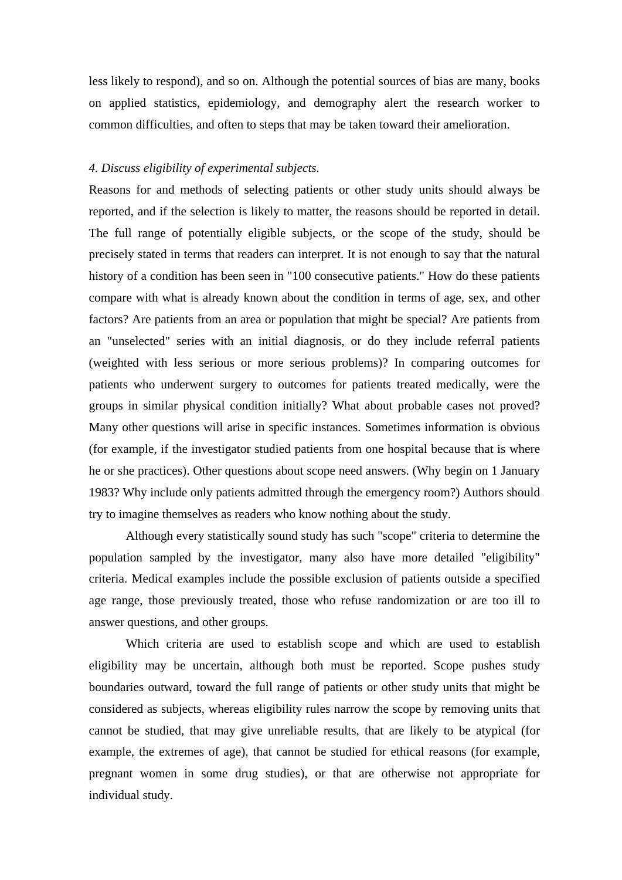less likely to respond), and so on. Although the potential sources of bias are many, books on applied statistics, epidemiology, and demography alert the research worker to common difficulties, and often to steps that may be taken toward their amelioration.

*4. Discuss eligibility of experimental subjects.*

Reasons for and methods of selecting patients or other study units should always be reported, and if the selection is likely to matter, the reasons should be reported in detail. The full range of potentially eligible subjects, or the scope of the study, should be precisely stated in terms that readers can interpret. It is not enough to say that the natural history of a condition has been seen in "100 consecutive patients." How do these patients compare with what is already known about the condition in terms of age, sex, and other factors? Are patients from an area or population that might be special? Are patients from an "unselected" series with an initial diagnosis, or do they include referral patients (weighted with less serious or more serious problems)? In comparing outcomes for patients who underwent surgery to outcomes for patients treated medically, were the groups in similar physical condition initially? What about probable cases not proved? Many other questions will arise in specific instances. Sometimes information is obvious (for example, if the investigator studied patients from one hospital because that is where he or she practices). Other questions about scope need answers. (Why begin on 1 January 1983? Why include only patients admitted through the emergency room?) Authors should try to imagine themselves as readers who know nothing about the study.

Although every statistically sound study has such "scope" criteria to determine the population sampled by the investigator, many also have more detailed "eligibility" criteria. Medical examples include the possible exclusion of patients outside a specified age range, those previously treated, those who refuse randomization or are too ill to answer questions, and other groups.

Which criteria are used to establish scope and which are used to establish eligibility may be uncertain, although both must be reported. Scope pushes study boundaries outward, toward the full range of patients or other study units that might be considered as subjects, whereas eligibility rules narrow the scope by removing units that cannot be studied, that may give unreliable results, that are likely to be atypical (for example, the extremes of age), that cannot be studied for ethical reasons (for example, pregnant women in some drug studies), or that are otherwise not appropriate for individual study.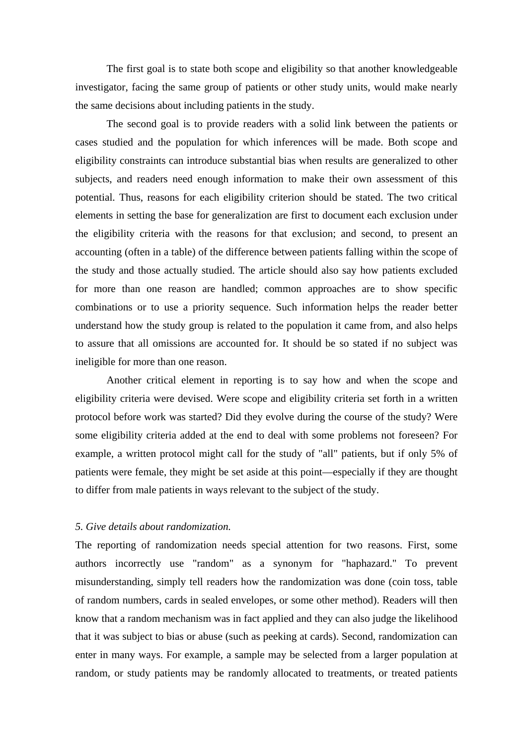The first goal is to state both scope and eligibility so that another knowledgeable investigator, facing the same group of patients or other study units, would make nearly the same decisions about including patients in the study.

The second goal is to provide readers with a solid link between the patients or cases studied and the population for which inferences will be made. Both scope and eligibility constraints can introduce substantial bias when results are generalized to other subjects, and readers need enough information to make their own assessment of this potential. Thus, reasons for each eligibility criterion should be stated. The two critical elements in setting the base for generalization are first to document each exclusion under the eligibility criteria with the reasons for that exclusion; and second, to present an accounting (often in a table) of the difference between patients falling within the scope of the study and those actually studied. The article should also say how patients excluded for more than one reason are handled; common approaches are to show specific combinations or to use a priority sequence. Such information helps the reader better understand how the study group is related to the population it came from, and also helps to assure that all omissions are accounted for. It should be so stated if no subject was ineligible for more than one reason.

Another critical element in reporting is to say how and when the scope and eligibility criteria were devised. Were scope and eligibility criteria set forth in a written protocol before work was started? Did they evolve during the course of the study? Were some eligibility criteria added at the end to deal with some problems not foreseen? For example, a written protocol might call for the study of "all" patients, but if only 5% of patients were female, they might be set aside at this point—especially if they are thought to differ from male patients in ways relevant to the subject of the study.

*5. Give details about randomization.*

The reporting of randomization needs special attention for two reasons. First, some authors incorrectly use "random" as a synonym for "haphazard." To prevent misunderstanding, simply tell readers how the randomization was done (coin toss, table of random numbers, cards in sealed envelopes, or some other method). Readers will then know that a random mechanism was in fact applied and they can also judge the likelihood that it was subject to bias or abuse (such as peeking at cards). Second, randomization can enter in many ways. For example, a sample may be selected from a larger population at random, or study patients may be randomly allocated to treatments, or treated patients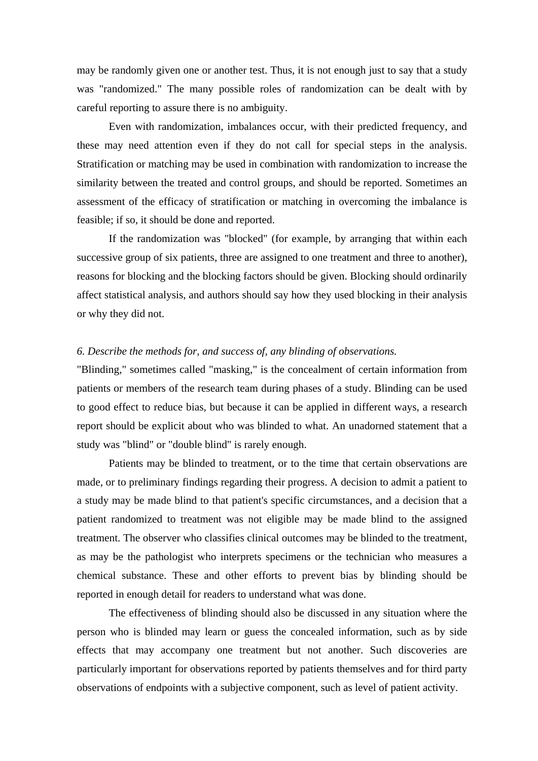may be randomly given one or another test. Thus, it is not enough just to say that a study was "randomized." The many possible roles of randomization can be dealt with by careful reporting to assure there is no ambiguity.

Even with randomization, imbalances occur, with their predicted frequency, and these may need attention even if they do not call for special steps in the analysis. Stratification or matching may be used in combination with randomization to increase the similarity between the treated and control groups, and should be reported. Sometimes an assessment of the efficacy of stratification or matching in overcoming the imbalance is feasible; if so, it should be done and reported.

If the randomization was "blocked" (for example, by arranging that within each successive group of six patients, three are assigned to one treatment and three to another), reasons for blocking and the blocking factors should be given. Blocking should ordinarily affect statistical analysis, and authors should say how they used blocking in their analysis or why they did not.

*6. Describe the methods for, and success of, any blinding of observations.*

"Blinding," sometimes called "masking," is the concealment of certain information from patients or members of the research team during phases of a study. Blinding can be used to good effect to reduce bias, but because it can be applied in different ways, a research report should be explicit about who was blinded to what. An unadorned statement that a study was "blind" or "double blind" is rarely enough.

Patients may be blinded to treatment, or to the time that certain observations are made, or to preliminary findings regarding their progress. A decision to admit a patient to a study may be made blind to that patient's specific circumstances, and a decision that a patient randomized to treatment was not eligible may be made blind to the assigned treatment. The observer who classifies clinical outcomes may be blinded to the treatment, as may be the pathologist who interprets specimens or the technician who measures a chemical substance. These and other efforts to prevent bias by blinding should be reported in enough detail for readers to understand what was done.

The effectiveness of blinding should also be discussed in any situation where the person who is blinded may learn or guess the concealed information, such as by side effects that may accompany one treatment but not another. Such discoveries are particularly important for observations reported by patients themselves and for third party observations of endpoints with a subjective component, such as level of patient activity.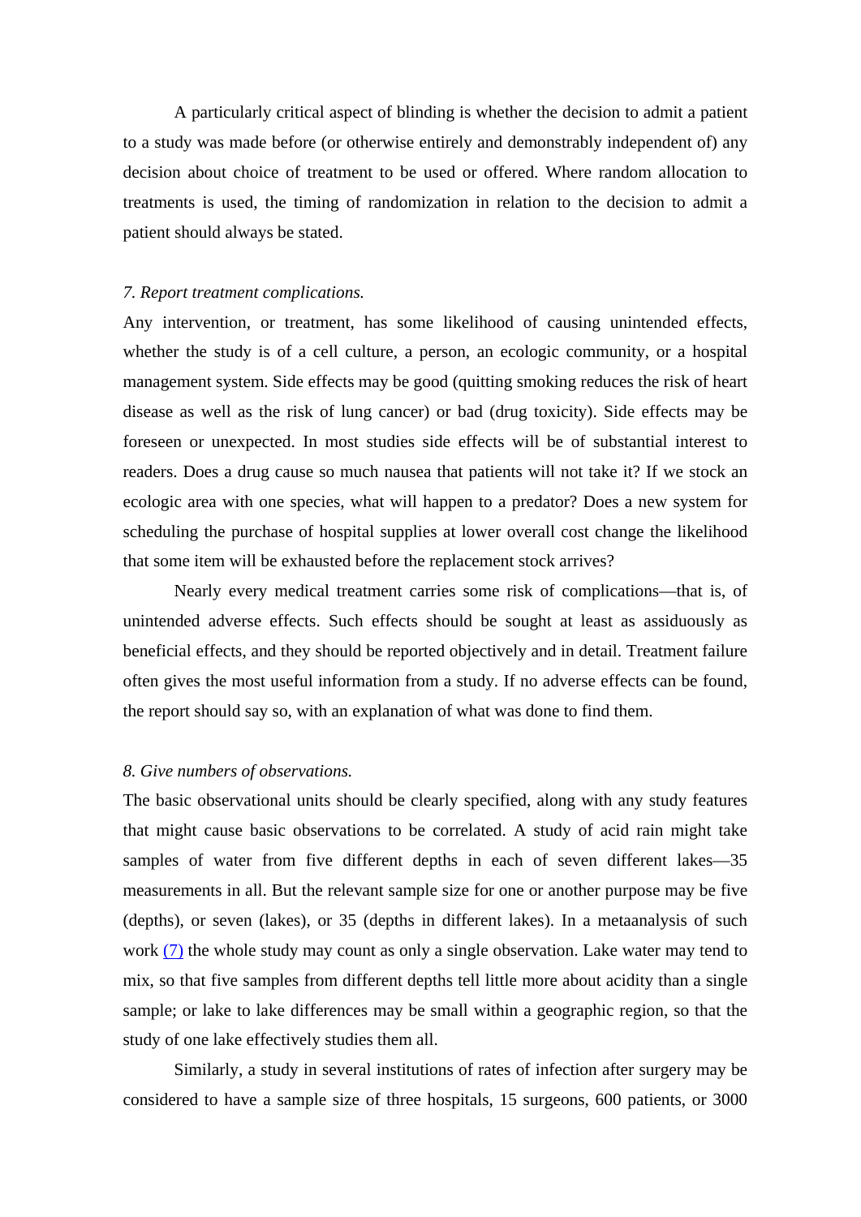A particularly critical aspect of blinding is whether the decision to admit a patient to a study was made before (or otherwise entirely and demonstrably independent of) any decision about choice of treatment to be used or offered. Where random allocation to treatments is used, the timing of randomization in relation to the decision to admit a patient should always be stated.

*7. Report treatment complications.*

Any intervention, or treatment, has some likelihood of causing unintended effects, whether the study is of a cell culture, a person, an ecologic community, or a hospital management system. Side effects may be good (quitting smoking reduces the risk of heart disease as well as the risk of lung cancer) or bad (drug toxicity). Side effects may be foreseen or unexpected. In most studies side effects will be of substantial interest to readers. Does a drug cause so much nausea that patients will not take it? If we stock an ecologic area with one species, what will happen to a predator? Does a new system for scheduling the purchase of hospital supplies at lower overall cost change the likelihood that some item will be exhausted before the replacement stock arrives?

Nearly every medical treatment carries some risk of complications—that is, of unintended adverse effects. Such effects should be sought at least as assiduously as beneficial effects, and they should be reported objectively and in detail. Treatment failure often gives the most useful information from a study. If no adverse effects can be found, the report should say so, with an explanation of what was done to find them.

*8. Give numbers of observations.*

The basic observational units should be clearly specified, along with any study features that might cause basic observations to be correlated. A study of acid rain might take samples of water from five different depths in each of seven different lakes—35 measurements in all. But the relevant sample size for one or another purpose may be five (depths), or seven (lakes), or 35 (depths in different lakes). In a metaanalysis of such work (7) the whole study may count as only a single observation. Lake water may tend to mix, so that five samples from different depths tell little more about acidity than a single sample; or lake to lake differences may be small within a geographic region, so that the study of one lake effectively studies them all.

Similarly, a study in several institutions of rates of infection after surgery may be considered to have a sample size of three hospitals, 15 surgeons, 600 patients, or 3000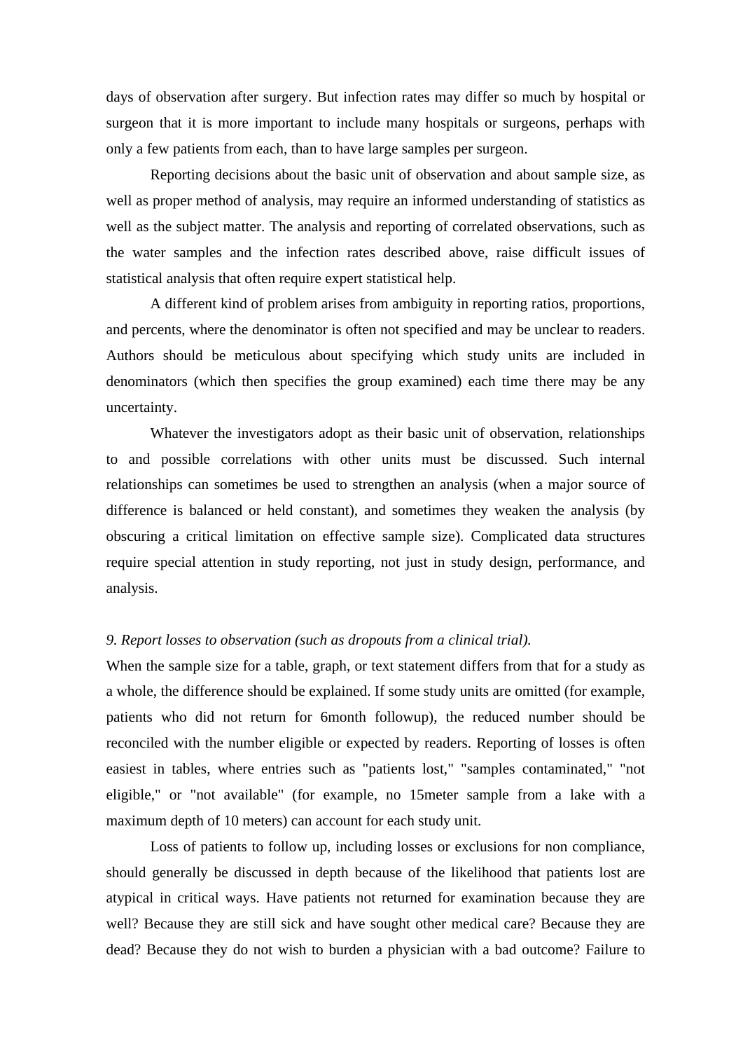days of observation after surgery. But infection rates may differ so much by hospital or surgeon that it is more important to include many hospitals or surgeons, perhaps with only a few patients from each, than to have large samples per surgeon.

Reporting decisions about the basic unit of observation and about sample size, as well as proper method of analysis, may require an informed understanding of statistics as well as the subject matter. The analysis and reporting of correlated observations, such as the water samples and the infection rates described above, raise difficult issues of statistical analysis that often require expert statistical help.

A different kind of problem arises from ambiguity in reporting ratios, proportions, and percents, where the denominator is often not specified and may be unclear to readers. Authors should be meticulous about specifying which study units are included in denominators (which then specifies the group examined) each time there may be any uncertainty.

Whatever the investigators adopt as their basic unit of observation, relationships to and possible correlations with other units must be discussed. Such internal relationships can sometimes be used to strengthen an analysis (when a major source of difference is balanced or held constant), and sometimes they weaken the analysis (by obscuring a critical limitation on effective sample size). Complicated data structures require special attention in study reporting, not just in study design, performance, and analysis.

*9. Report losses to observation (such as dropouts from a clinical trial).*

When the sample size for a table, graph, or text statement differs from that for a study as a whole, the difference should be explained. If some study units are omitted (for example, patients who did not return for 6month followup), the reduced number should be reconciled with the number eligible or expected by readers. Reporting of losses is often easiest in tables, where entries such as "patients lost," "samples contaminated," "not eligible," or "not available" (for example, no 15meter sample from a lake with a maximum depth of 10 meters) can account for each study unit.

Loss of patients to follow up, including losses or exclusions for non compliance, should generally be discussed in depth because of the likelihood that patients lost are atypical in critical ways. Have patients not returned for examination because they are well? Because they are still sick and have sought other medical care? Because they are dead? Because they do not wish to burden a physician with a bad outcome? Failure to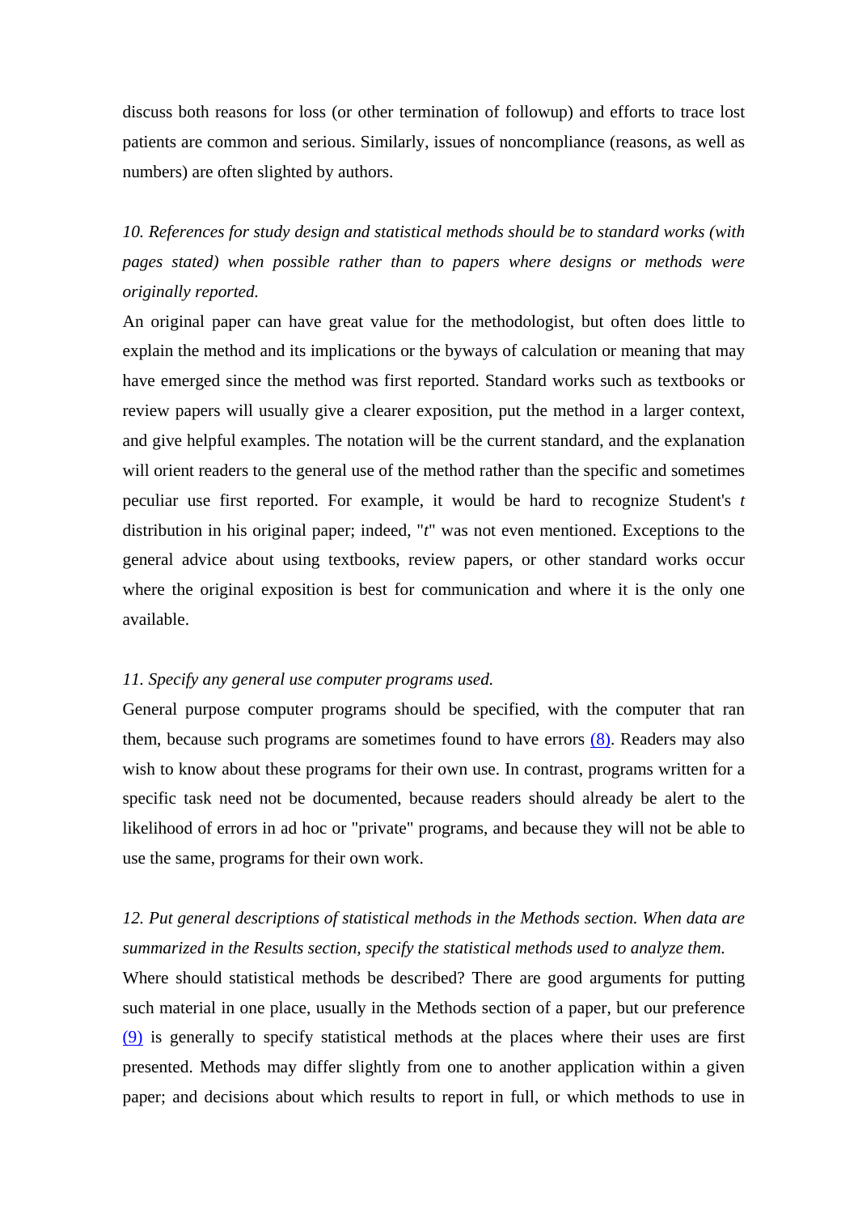discuss both reasons for loss (or other termination of followup) and efforts to trace lost patients are common and serious. Similarly, issues of noncompliance (reasons, as well as numbers) are often slighted by authors.

*10. References for study design and statistical methods should be to standard works (with pages stated) when possible rather than to papers where designs or methods were originally reported.*

An original paper can have great value for the methodologist, but often does little to explain the method and its implications or the byways of calculation or meaning that may have emerged since the method was first reported. Standard works such as textbooks or review papers will usually give a clearer exposition, put the method in a larger context, and give helpful examples. The notation will be the current standard, and the explanation will orient readers to the general use of the method rather than the specific and sometimes peculiar use first reported. For example, it would be hard to recognize Student's *t* distribution in his original paper; indeed, "*t*" was not even mentioned. Exceptions to the general advice about using textbooks, review papers, or other standard works occur where the original exposition is best for communication and where it is the only one available.

*11. Specify any general use computer programs used.*

General purpose computer programs should be specified, with the computer that ran them, because such programs are sometimes found to have errors (8). Readers may also wish to know about these programs for their own use. In contrast, programs written for a specific task need not be documented, because readers should already be alert to the likelihood of errors in ad hoc or "private" programs, and because they will not be able to use the same, programs for their own work.

*12. Put general descriptions of statistical methods in the Methods section. When data are summarized in the Results section, specify the statistical methods used to analyze them.*

Where should statistical methods be described? There are good arguments for putting such material in one place, usually in the Methods section of a paper, but our preference (9) is generally to specify statistical methods at the places where their uses are first presented. Methods may differ slightly from one to another application within a given paper; and decisions about which results to report in full, or which methods to use in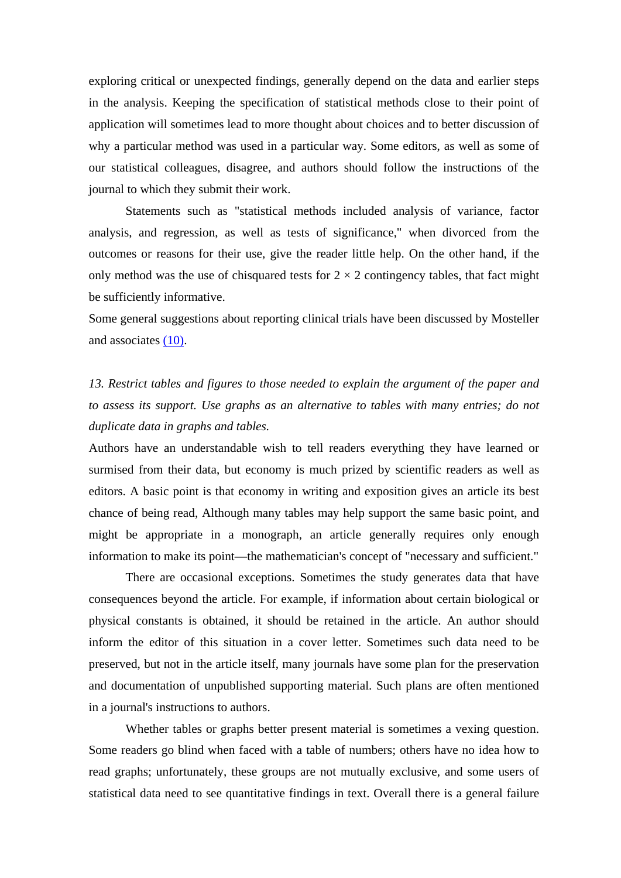exploring critical or unexpected findings, generally depend on the data and earlier steps in the analysis. Keeping the specification of statistical methods close to their point of application will sometimes lead to more thought about choices and to better discussion of why a particular method was used in a particular way. Some editors, as well as some of our statistical colleagues, disagree, and authors should follow the instructions of the journal to which they submit their work.

Statements such as "statistical methods included analysis of variance, factor analysis, and regression, as well as tests of significance," when divorced from the outcomes or reasons for their use, give the reader little help. On the other hand, if the only method was the use of chisquared tests for $2 \times 2$ contingency tables, that fact might be sufficiently informative.

Some general suggestions about reporting clinical trials have been discussed by Mosteller and associates (10).

*13. Restrict tables and figures to those needed to explain the argument of the paper and to assess its support. Use graphs as an alternative to tables with many entries; do not duplicate data in graphs and tables.*

Authors have an understandable wish to tell readers everything they have learned or surmised from their data, but economy is much prized by scientific readers as well as editors. A basic point is that economy in writing and exposition gives an article its best chance of being read, Although many tables may help support the same basic point, and might be appropriate in a monograph, an article generally requires only enough information to make its point—the mathematician's concept of "necessary and sufficient."

There are occasional exceptions. Sometimes the study generates data that have consequences beyond the article. For example, if information about certain biological or physical constants is obtained, it should be retained in the article. An author should inform the editor of this situation in a cover letter. Sometimes such data need to be preserved, but not in the article itself, many journals have some plan for the preservation and documentation of unpublished supporting material. Such plans are often mentioned in a journal's instructions to authors.

Whether tables or graphs better present material is sometimes a vexing question. Some readers go blind when faced with a table of numbers; others have no idea how to read graphs; unfortunately, these groups are not mutually exclusive, and some users of statistical data need to see quantitative findings in text. Overall there is a general failure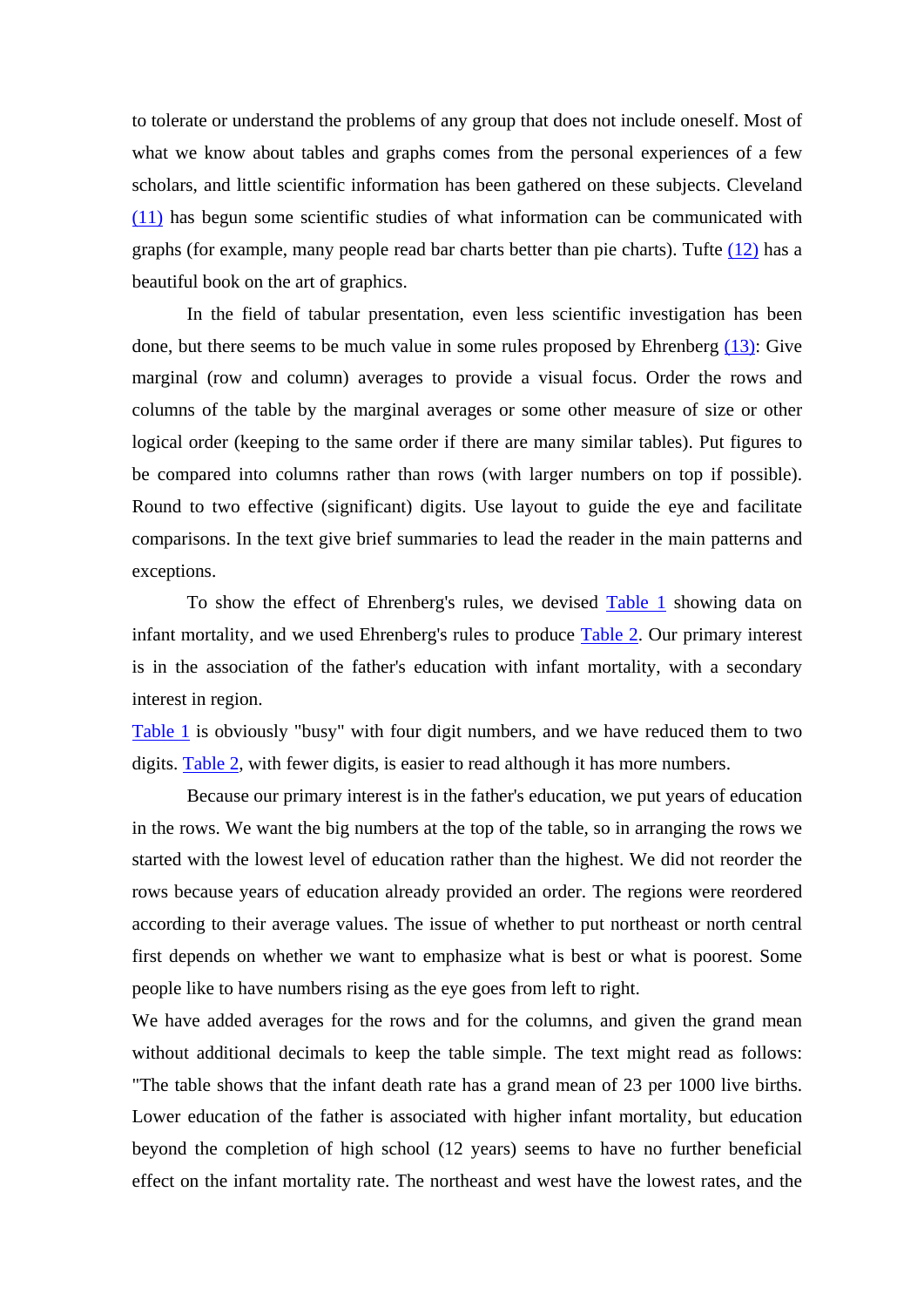to tolerate or understand the problems of any group that does not include oneself. Most of what we know about tables and graphs comes from the personal experiences of a few scholars, and little scientific information has been gathered on these subjects. Cleveland (11) has begun some scientific studies of what information can be communicated with graphs (for example, many people read bar charts better than pie charts). Tufte (12) has a beautiful book on the art of graphics.

In the field of tabular presentation, even less scientific investigation has been done, but there seems to be much value in some rules proposed by Ehrenberg (13): Give marginal (row and column) averages to provide a visual focus. Order the rows and columns of the table by the marginal averages or some other measure of size or other logical order (keeping to the same order if there are many similar tables). Put figures to be compared into columns rather than rows (with larger numbers on top if possible). Round to two effective (significant) digits. Use layout to guide the eye and facilitate comparisons. In the text give brief summaries to lead the reader in the main patterns and exceptions.

To show the effect of Ehrenberg's rules, we devised Table 1 showing data on infant mortality, and we used Ehrenberg's rules to produce Table 2. Our primary interest is in the association of the father's education with infant mortality, with a secondary interest in region.

Table 1 is obviously "busy" with four digit numbers, and we have reduced them to two digits. Table 2, with fewer digits, is easier to read although it has more numbers.

Because our primary interest is in the father's education, we put years of education in the rows. We want the big numbers at the top of the table, so in arranging the rows we started with the lowest level of education rather than the highest. We did not reorder the rows because years of education already provided an order. The regions were reordered according to their average values. The issue of whether to put northeast or north central first depends on whether we want to emphasize what is best or what is poorest. Some people like to have numbers rising as the eye goes from left to right.

We have added averages for the rows and for the columns, and given the grand mean without additional decimals to keep the table simple. The text might read as follows: "The table shows that the infant death rate has a grand mean of 23 per 1000 live births. Lower education of the father is associated with higher infant mortality, but education beyond the completion of high school (12 years) seems to have no further beneficial effect on the infant mortality rate. The northeast and west have the lowest rates, and the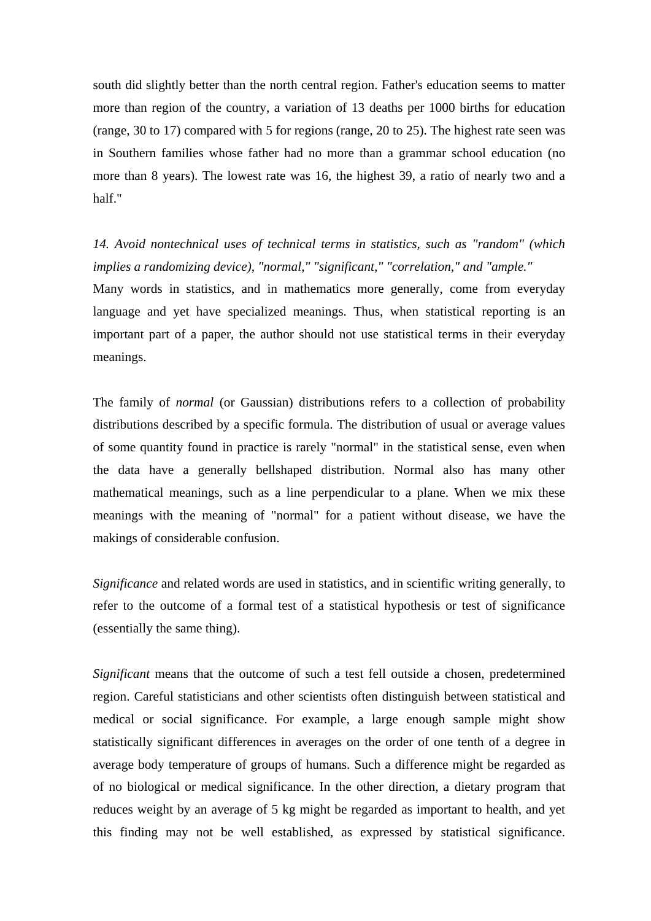south did slightly better than the north central region. Father's education seems to matter more than region of the country, a variation of 13 deaths per 1000 births for education (range, 30 to 17) compared with 5 for regions (range, 20 to 25). The highest rate seen was in Southern families whose father had no more than a grammar school education (no more than 8 years). The lowest rate was 16, the highest 39, a ratio of nearly two and a half."

*14. Avoid nontechnical uses of technical terms in statistics, such as "random" (which implies a randomizing device), "normal," "significant," "correlation," and "ample."*

Many words in statistics, and in mathematics more generally, come from everyday language and yet have specialized meanings. Thus, when statistical reporting is an important part of a paper, the author should not use statistical terms in their everyday meanings.

The family of *normal* (or Gaussian) distributions refers to a collection of probability distributions described by a specific formula. The distribution of usual or average values of some quantity found in practice is rarely "normal" in the statistical sense, even when the data have a generally bellshaped distribution. Normal also has many other mathematical meanings, such as a line perpendicular to a plane. When we mix these meanings with the meaning of "normal" for a patient without disease, we have the makings of considerable confusion.

*Significance* and related words are used in statistics, and in scientific writing generally, to refer to the outcome of a formal test of a statistical hypothesis or test of significance (essentially the same thing).

*Significant* means that the outcome of such a test fell outside a chosen, predetermined region. Careful statisticians and other scientists often distinguish between statistical and medical or social significance. For example, a large enough sample might show statistically significant differences in averages on the order of one tenth of a degree in average body temperature of groups of humans. Such a difference might be regarded as of no biological or medical significance. In the other direction, a dietary program that reduces weight by an average of 5 kg might be regarded as important to health, and yet this finding may not be well established, as expressed by statistical significance.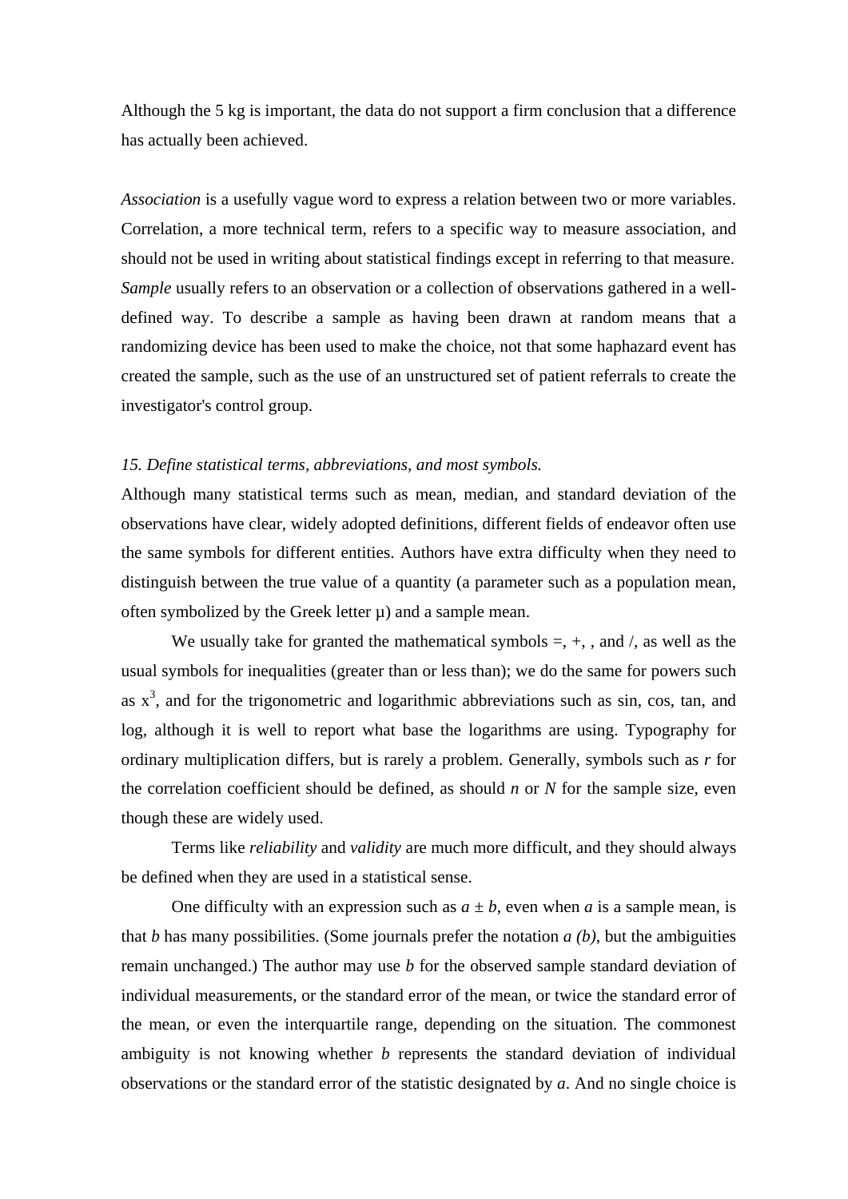Although the 5 kg is important, the data do not support a firm conclusion that a difference has actually been achieved.

*Association* is a usefully vague word to express a relation between two or more variables. Correlation, a more technical term, refers to a specific way to measure association, and should not be used in writing about statistical findings except in referring to that measure. *Sample* usually refers to an observation or a collection of observations gathered in a well-defined way. To describe a sample as having been drawn at random means that a randomizing device has been used to make the choice, not that some haphazard event has created the sample, such as the use of an unstructured set of patient referrals to create the investigator's control group.

*15. Define statistical terms, abbreviations, and most symbols.*

Although many statistical terms such as mean, median, and standard deviation of the observations have clear, widely adopted definitions, different fields of endeavor often use the same symbols for different entities. Authors have extra difficulty when they need to distinguish between the true value of a quantity (a parameter such as a population mean, often symbolized by the Greek letter μ) and a sample mean.

We usually take for granted the mathematical symbols =, +, , and /, as well as the usual symbols for inequalities (greater than or less than); we do the same for powers such as $x^3$, and for the trigonometric and logarithmic abbreviations such as sin, cos, tan, and log, although it is well to report what base the logarithms are using. Typography for ordinary multiplication differs, but is rarely a problem. Generally, symbols such as *r* for the correlation coefficient should be defined, as should *n* or *N* for the sample size, even though these are widely used.

Terms like *reliability* and *validity* are much more difficult, and they should always be defined when they are used in a statistical sense.

One difficulty with an expression such as $a \pm b$, even when *a* is a sample mean, is that *b* has many possibilities. (Some journals prefer the notation *a (b)*, but the ambiguities remain unchanged.) The author may use *b* for the observed sample standard deviation of individual measurements, or the standard error of the mean, or twice the standard error of the mean, or even the interquartile range, depending on the situation. The commonest ambiguity is not knowing whether *b* represents the standard deviation of individual observations or the standard error of the statistic designated by *a*. And no single choice is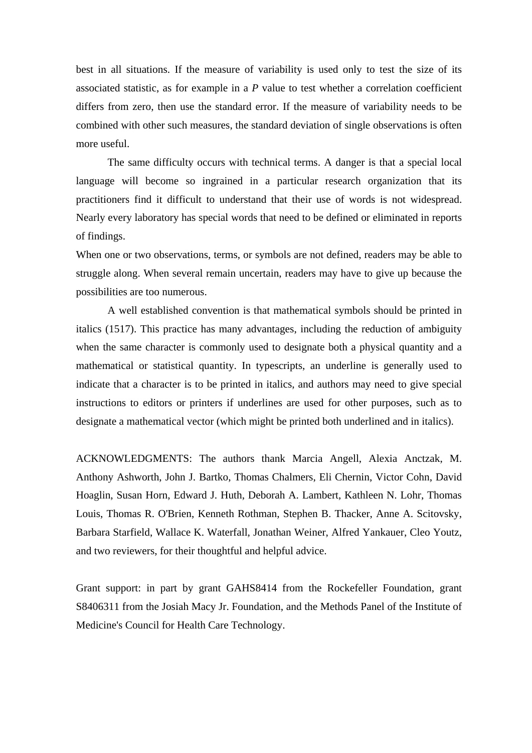best in all situations. If the measure of variability is used only to test the size of its associated statistic, as for example in a *P* value to test whether a correlation coefficient differs from zero, then use the standard error. If the measure of variability needs to be combined with other such measures, the standard deviation of single observations is often more useful.

The same difficulty occurs with technical terms. A danger is that a special local language will become so ingrained in a particular research organization that its practitioners find it difficult to understand that their use of words is not widespread. Nearly every laboratory has special words that need to be defined or eliminated in reports of findings.

When one or two observations, terms, or symbols are not defined, readers may be able to struggle along. When several remain uncertain, readers may have to give up because the possibilities are too numerous.

A well established convention is that mathematical symbols should be printed in italics (1517). This practice has many advantages, including the reduction of ambiguity when the same character is commonly used to designate both a physical quantity and a mathematical or statistical quantity. In typescripts, an underline is generally used to indicate that a character is to be printed in italics, and authors may need to give special instructions to editors or printers if underlines are used for other purposes, such as to designate a mathematical vector (which might be printed both underlined and in italics).

ACKNOWLEDGMENTS: The authors thank Marcia Angell, Alexia Anctzak, M. Anthony Ashworth, John J. Bartko, Thomas Chalmers, Eli Chernin, Victor Cohn, David Hoaglin, Susan Horn, Edward J. Huth, Deborah A. Lambert, Kathleen N. Lohr, Thomas Louis, Thomas R. O'Brien, Kenneth Rothman, Stephen B. Thacker, Anne A. Scitovsky, Barbara Starfield, Wallace K. Waterfall, Jonathan Weiner, Alfred Yankauer, Cleo Youtz, and two reviewers, for their thoughtful and helpful advice.

Grant support: in part by grant GAHS8414 from the Rockefeller Foundation, grant S8406311 from the Josiah Macy Jr. Foundation, and the Methods Panel of the Institute of Medicine's Council for Health Care Technology.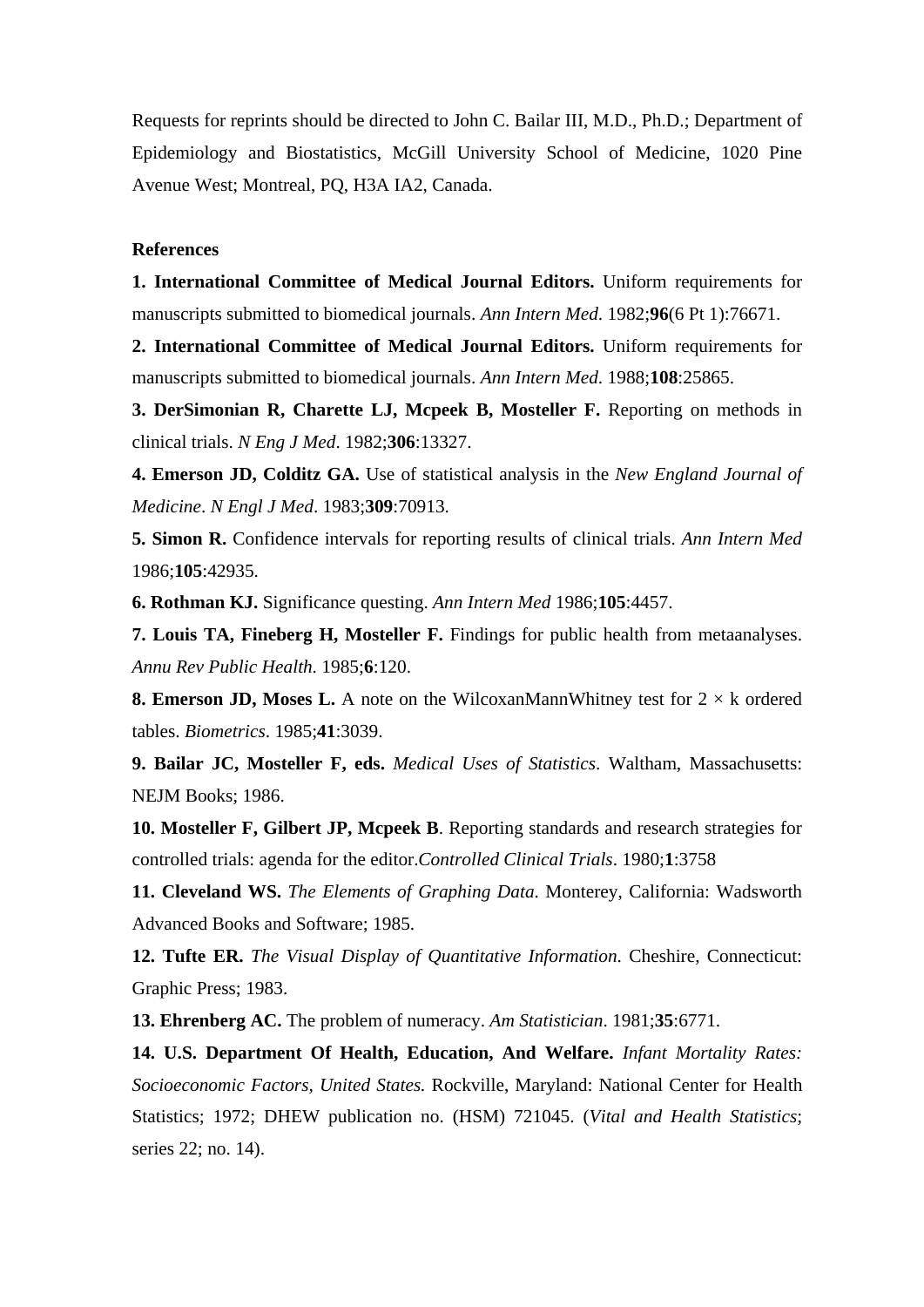Requests for reprints should be directed to John C. Bailar III, M.D., Ph.D.; Department of Epidemiology and Biostatistics, McGill University School of Medicine, 1020 Pine Avenue West; Montreal, PQ, H3A IA2, Canada.

**References**

**1. International Committee of Medical Journal Editors.** Uniform requirements for manuscripts submitted to biomedical journals. *Ann Intern Med*. 1982;**96**(6 Pt 1):76671.

**2. International Committee of Medical Journal Editors.** Uniform requirements for manuscripts submitted to biomedical journals. *Ann Intern Med*. 1988;**108**:25865.

**3. DerSimonian R, Charette LJ, Mcpeek B, Mosteller F.** Reporting on methods in clinical trials. *N Eng J Med*. 1982;**306**:13327.

**4. Emerson JD, Colditz GA.** Use of statistical analysis in the *New England Journal of Medicine*. *N Engl J Med*. 1983;**309**:70913.

**5. Simon R.** Confidence intervals for reporting results of clinical trials. *Ann Intern Med* 1986;**105**:42935.

**6. Rothman KJ.** Significance questing. *Ann Intern Med* 1986;**105**:4457.

**7. Louis TA, Fineberg H, Mosteller F.** Findings for public health from metaanalyses. *Annu Rev Public Health*. 1985;**6**:120.

**8. Emerson JD, Moses L.** A note on the WilcoxanMannWhitney test for 2 × k ordered tables. *Biometrics*. 1985;**41**:3039.

**9. Bailar JC, Mosteller F, eds.** *Medical Uses of Statistics*. Waltham, Massachusetts: NEJM Books; 1986.

**10. Mosteller F, Gilbert JP, Mcpeek B**. Reporting standards and research strategies for controlled trials: agenda for the editor.*Controlled Clinical Trials*. 1980;**1**:3758

**11. Cleveland WS.** *The Elements of Graphing Data*. Monterey, California: Wadsworth Advanced Books and Software; 1985.

**12. Tufte ER.** *The Visual Display of Quantitative Information*. Cheshire, Connecticut: Graphic Press; 1983.

**13. Ehrenberg AC.** The problem of numeracy. *Am Statistician*. 1981;**35**:6771.

**14. U.S. Department Of Health, Education, And Welfare.** *Infant Mortality Rates: Socioeconomic Factors, United States.* Rockville, Maryland: National Center for Health Statistics; 1972; DHEW publication no. (HSM) 721045. (*Vital and Health Statistics*; series 22; no. 14).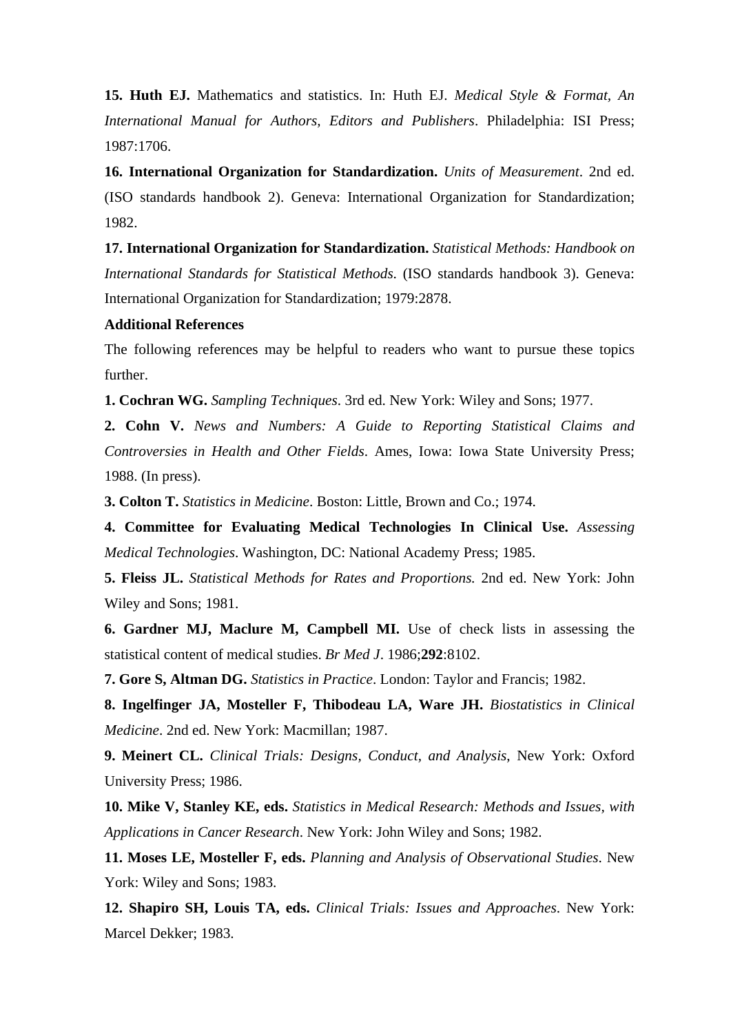**15. Huth EJ.** Mathematics and statistics. In: Huth EJ. *Medical Style & Format, An International Manual for Authors, Editors and Publishers*. Philadelphia: ISI Press; 1987:1706.

**16. International Organization for Standardization.** *Units of Measurement*. 2nd ed. (ISO standards handbook 2). Geneva: International Organization for Standardization; 1982.

**17. International Organization for Standardization.** *Statistical Methods: Handbook on International Standards for Statistical Methods.* (ISO standards handbook 3). Geneva: International Organization for Standardization; 1979:2878.

**Additional References**

The following references may be helpful to readers who want to pursue these topics further.

**1. Cochran WG.** *Sampling Techniques*. 3rd ed. New York: Wiley and Sons; 1977.

**2. Cohn V.** *News and Numbers: A Guide to Reporting Statistical Claims and Controversies in Health and Other Fields*. Ames, Iowa: Iowa State University Press; 1988. (In press).

**3. Colton T.** *Statistics in Medicine*. Boston: Little, Brown and Co.; 1974.

**4. Committee for Evaluating Medical Technologies In Clinical Use.** *Assessing Medical Technologies*. Washington, DC: National Academy Press; 1985.

**5. Fleiss JL.** *Statistical Methods for Rates and Proportions.* 2nd ed. New York: John Wiley and Sons; 1981.

**6. Gardner MJ, Maclure M, Campbell MI.** Use of check lists in assessing the statistical content of medical studies. *Br Med J*. 1986;**292**:8102.

**7. Gore S, Altman DG.** *Statistics in Practice*. London: Taylor and Francis; 1982.

**8. Ingelfinger JA, Mosteller F, Thibodeau LA, Ware JH.** *Biostatistics in Clinical Medicine*. 2nd ed. New York: Macmillan; 1987.

**9. Meinert CL.** *Clinical Trials: Designs, Conduct, and Analysis*, New York: Oxford University Press; 1986.

**10. Mike V, Stanley KE, eds.** *Statistics in Medical Research: Methods and Issues, with Applications in Cancer Research*. New York: John Wiley and Sons; 1982.

**11. Moses LE, Mosteller F, eds.** *Planning and Analysis of Observational Studies*. New York: Wiley and Sons; 1983.

**12. Shapiro SH, Louis TA, eds.** *Clinical Trials: Issues and Approaches*. New York: Marcel Dekker; 1983.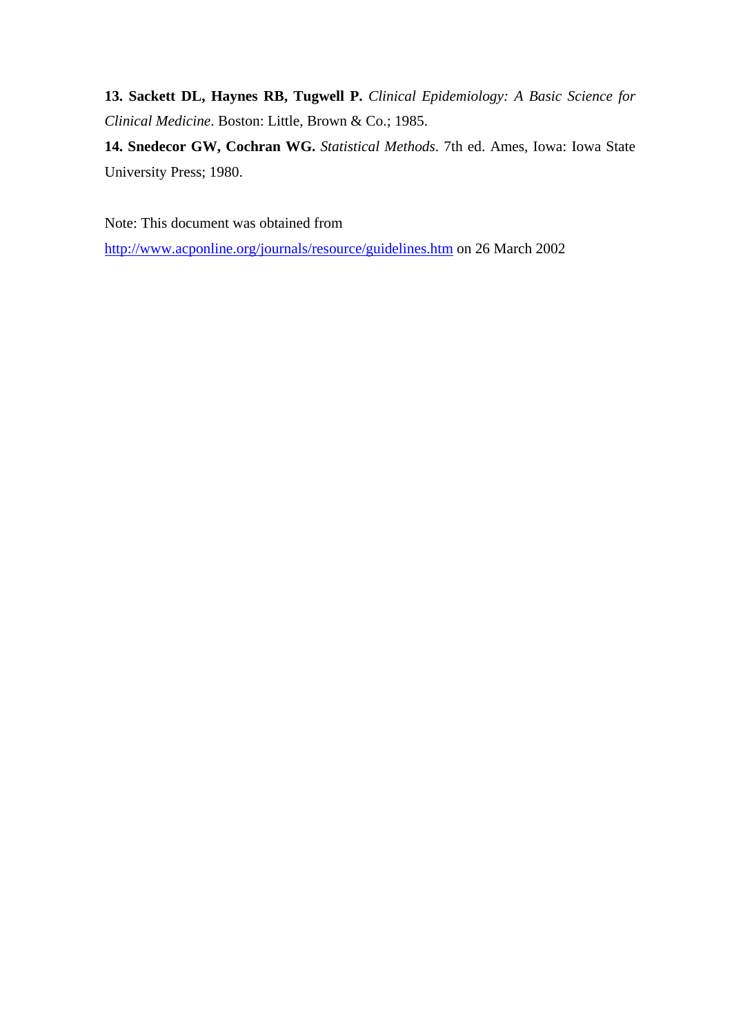**13. Sackett DL, Haynes RB, Tugwell P.** *Clinical Epidemiology: A Basic Science for Clinical Medicine*. Boston: Little, Brown & Co.; 1985.

**14. Snedecor GW, Cochran WG.** *Statistical Methods*. 7th ed. Ames, Iowa: Iowa State University Press; 1980.

Note: This document was obtained from http://www.acponline.org/journals/resource/guidelines.htm on 26 March 2002